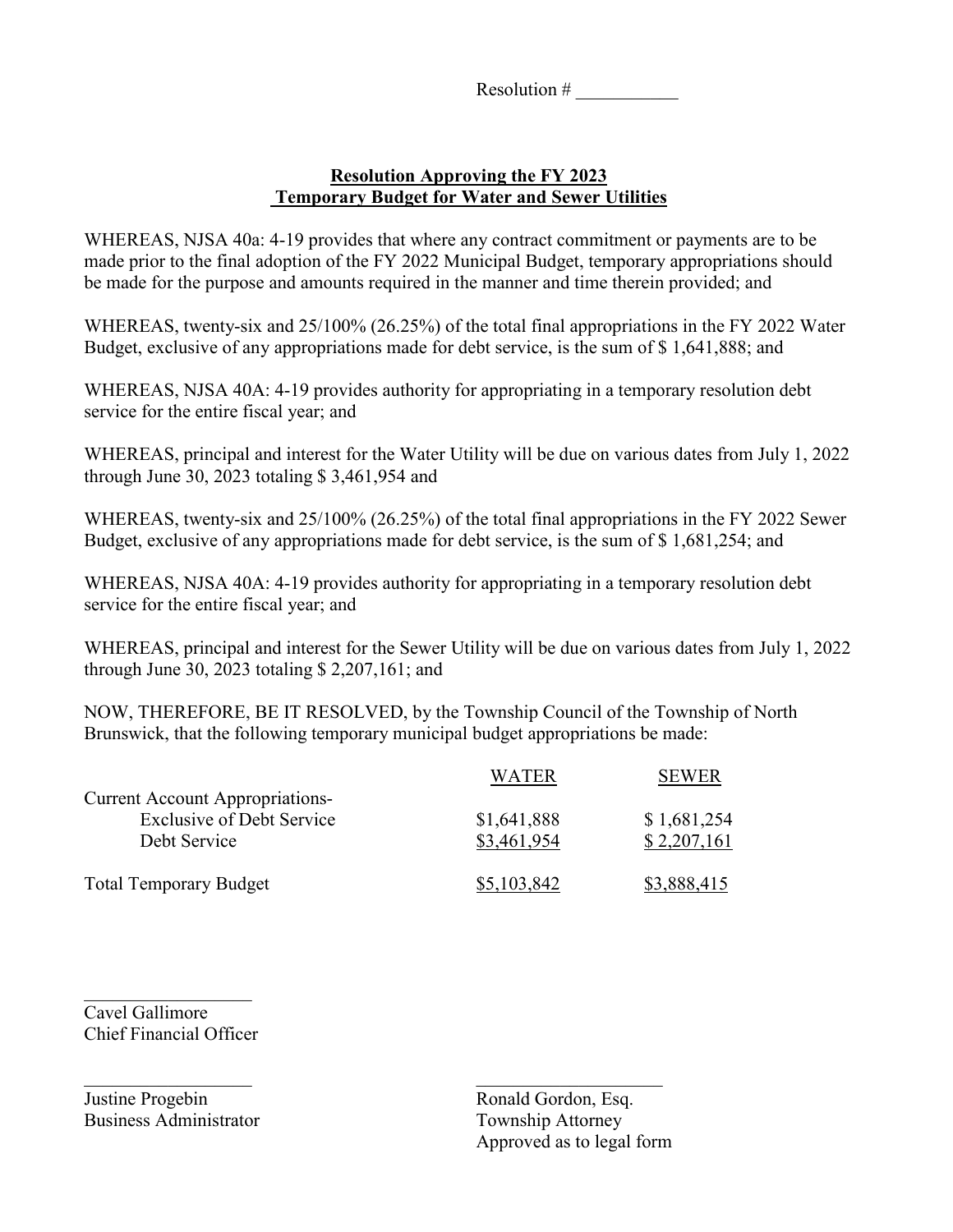Resolution # ___________

**Resolution Approving the FY 2023**
**Temporary Budget for Water and Sewer Utilities**

WHEREAS, NJSA 40a: 4-19 provides that where any contract commitment or payments are to be made prior to the final adoption of the FY 2022 Municipal Budget, temporary appropriations should be made for the purpose and amounts required in the manner and time therein provided; and

WHEREAS, twenty-six and 25/100% (26.25%) of the total final appropriations in the FY 2022 Water Budget, exclusive of any appropriations made for debt service, is the sum of $ 1,641,888; and

WHEREAS, NJSA 40A: 4-19 provides authority for appropriating in a temporary resolution debt service for the entire fiscal year; and

WHEREAS, principal and interest for the Water Utility will be due on various dates from July 1, 2022 through June 30, 2023 totaling $ 3,461,954 and

WHEREAS, twenty-six and 25/100% (26.25%) of the total final appropriations in the FY 2022 Sewer Budget, exclusive of any appropriations made for debt service, is the sum of $ 1,681,254; and

WHEREAS, NJSA 40A: 4-19 provides authority for appropriating in a temporary resolution debt service for the entire fiscal year; and

WHEREAS, principal and interest for the Sewer Utility will be due on various dates from July 1, 2022 through June 30, 2023 totaling $ 2,207,161; and

NOW, THEREFORE, BE IT RESOLVED, by the Township Council of the Township of North Brunswick, that the following temporary municipal budget appropriations be made:

| | WATER | SEWER |
|---|---|---|
| Current Account Appropriations- | | |
| Exclusive of Debt Service | $1,641,888 | $ 1,681,254 |
| Debt Service | $3,461,954 | $ 2,207,161 |
| Total Temporary Budget | $5,103,842 | $3,888,415 |

___________________
Cavel Gallimore
Chief Financial Officer

___________________
Justine Progebin
Business Administrator

___________________
Ronald Gordon, Esq.
Township Attorney
Approved as to legal form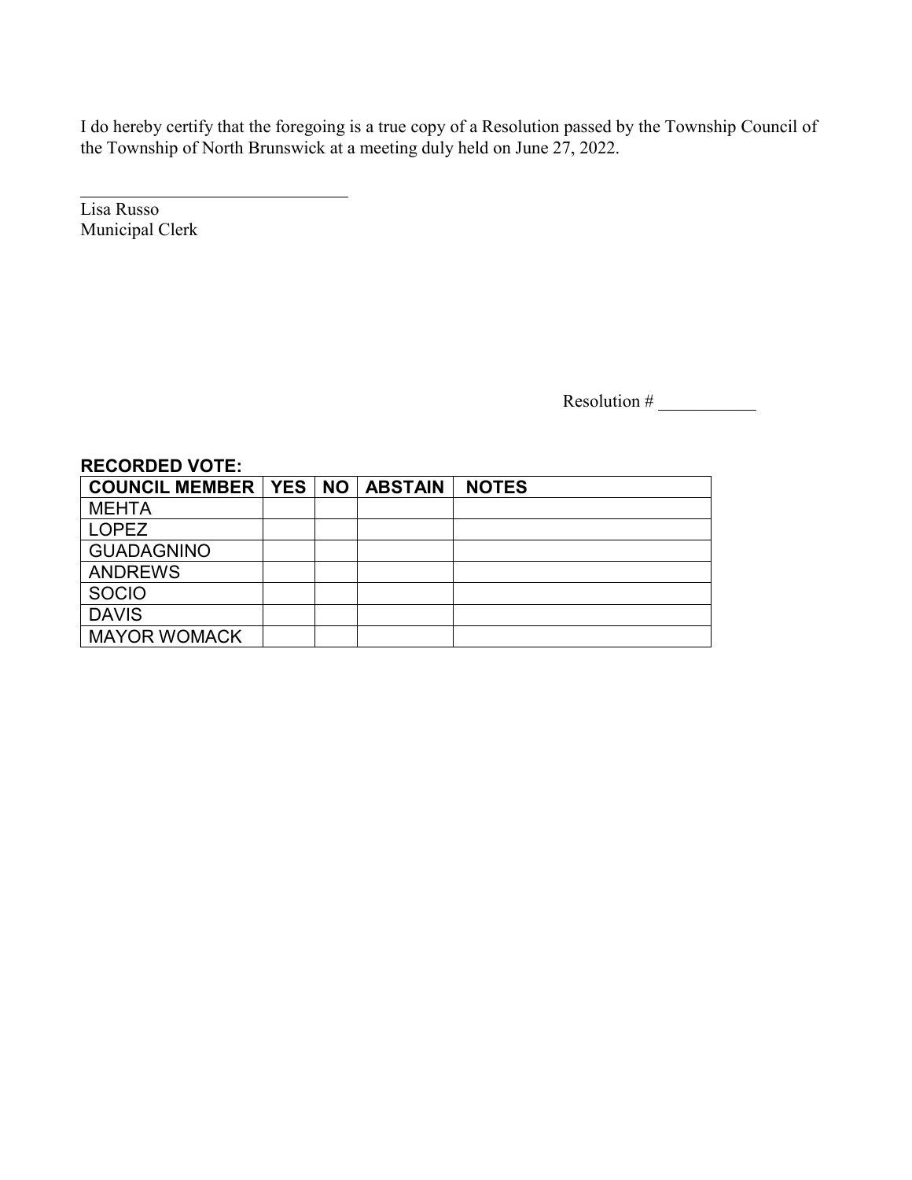I do hereby certify that the foregoing is a true copy of a Resolution passed by the Township Council of the Township of North Brunswick at a meeting duly held on June 27, 2022.

\_\_\_\_\_\_\_\_\_\_\_\_\_\_\_\_\_\_\_\_\_\_\_\_\_\_\_\_\_\_\_

Lisa Russo
Municipal Clerk

Resolution # \_\_\_\_\_\_\_\_\_\_\_

**RECORDED VOTE:**

| COUNCIL MEMBER | YES | NO | ABSTAIN | NOTES |
|---|---|---|---|---|
| MEHTA | | | | |
| LOPEZ | | | | |
| GUADAGNINO | | | | |
| ANDREWS | | | | |
| SOCIO | | | | |
| DAVIS | | | | |
| MAYOR WOMACK | | | | |